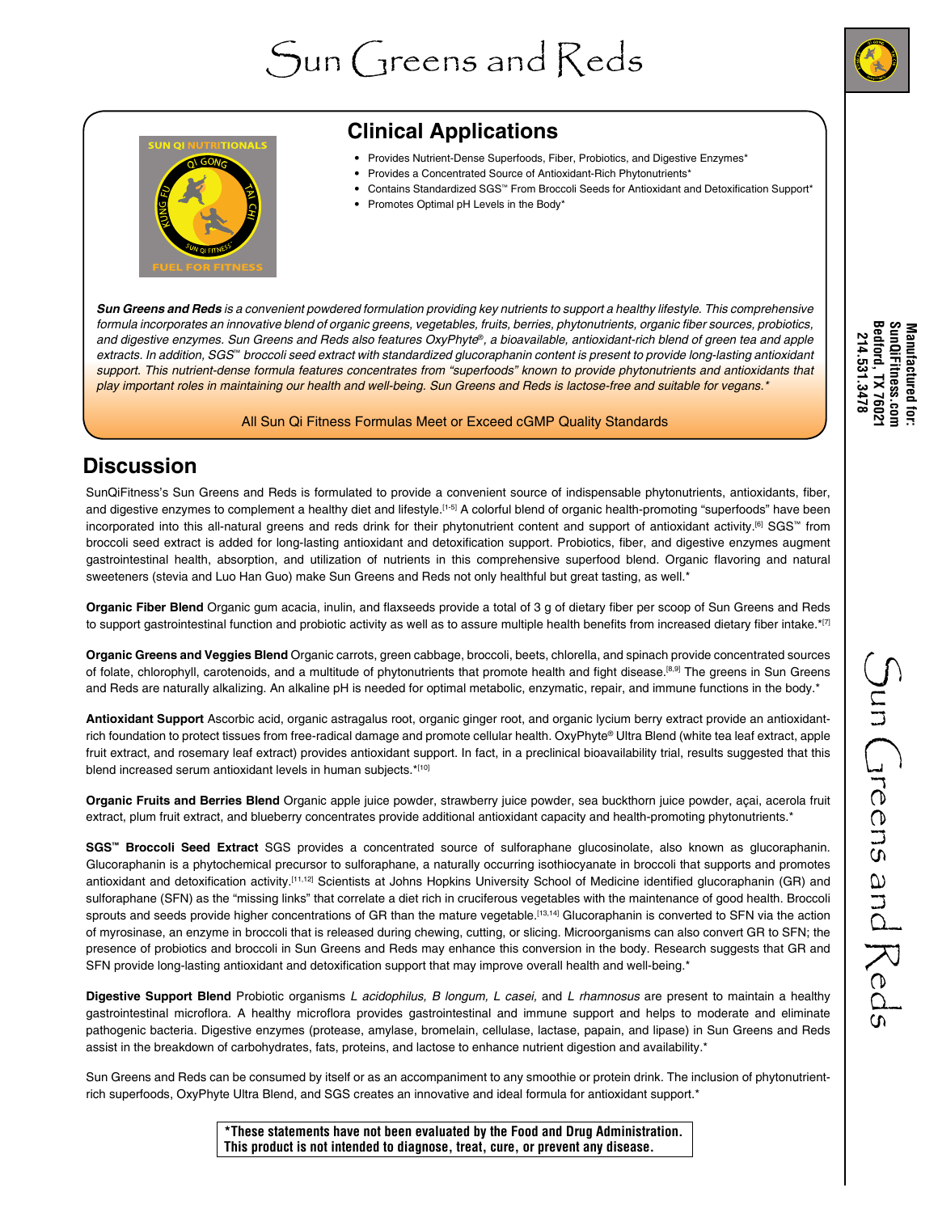# Sun Greens and Reds

## Clinical Applications

- Provides Nutrient-Dense Superfoods, Fiber, Probiotics, and Digestive Enzymes*
- Provides a Concentrated Source of Antioxidant-Rich Phytonutrients*
- Contains Standardized SGS™ From Broccoli Seeds for Antioxidant and Detoxification Support*
- Promotes Optimal pH Levels in the Body*

*__Sun Greens and Reds__ is a convenient powdered formulation providing key nutrients to support a healthy lifestyle. This comprehensive formula incorporates an innovative blend of organic greens, vegetables, fruits, berries, phytonutrients, organic fiber sources, probiotics, and digestive enzymes. Sun Greens and Reds also features OxyPhyte®, a bioavailable, antioxidant-rich blend of green tea and apple extracts. In addition, SGS™ broccoli seed extract with standardized glucoraphanin content is present to provide long-lasting antioxidant support. This nutrient-dense formula features concentrates from "superfoods" known to provide phytonutrients and antioxidants that play important roles in maintaining our health and well-being. Sun Greens and Reds is lactose-free and suitable for vegans.**

All Sun Qi Fitness Formulas Meet or Exceed cGMP Quality Standards

Manufactured for:
SunQiFitness.com
Bedford, TX 76021
214.531.3478

## Discussion

SunQiFitness's Sun Greens and Reds is formulated to provide a convenient source of indispensable phytonutrients, antioxidants, fiber, and digestive enzymes to complement a healthy diet and lifestyle.[1-5] A colorful blend of organic health-promoting "superfoods" have been incorporated into this all-natural greens and reds drink for their phytonutrient content and support of antioxidant activity.[6] SGS™ from broccoli seed extract is added for long-lasting antioxidant and detoxification support. Probiotics, fiber, and digestive enzymes augment gastrointestinal health, absorption, and utilization of nutrients in this comprehensive superfood blend. Organic flavoring and natural sweeteners (stevia and Luo Han Guo) make Sun Greens and Reds not only healthful but great tasting, as well.*

**Organic Fiber Blend** Organic gum acacia, inulin, and flaxseeds provide a total of 3 g of dietary fiber per scoop of Sun Greens and Reds to support gastrointestinal function and probiotic activity as well as to assure multiple health benefits from increased dietary fiber intake.*[7]

**Organic Greens and Veggies Blend** Organic carrots, green cabbage, broccoli, beets, chlorella, and spinach provide concentrated sources of folate, chlorophyll, carotenoids, and a multitude of phytonutrients that promote health and fight disease.[8,9] The greens in Sun Greens and Reds are naturally alkalizing. An alkaline pH is needed for optimal metabolic, enzymatic, repair, and immune functions in the body.*

**Antioxidant Support** Ascorbic acid, organic astragalus root, organic ginger root, and organic lycium berry extract provide an antioxidant-rich foundation to protect tissues from free-radical damage and promote cellular health. OxyPhyte® Ultra Blend (white tea leaf extract, apple fruit extract, and rosemary leaf extract) provides antioxidant support. In fact, in a preclinical bioavailability trial, results suggested that this blend increased serum antioxidant levels in human subjects.*[10]

**Organic Fruits and Berries Blend** Organic apple juice powder, strawberry juice powder, sea buckthorn juice powder, açai, acerola fruit extract, plum fruit extract, and blueberry concentrates provide additional antioxidant capacity and health-promoting phytonutrients.*

**SGS™ Broccoli Seed Extract** SGS provides a concentrated source of sulforaphane glucosinolate, also known as glucoraphanin. Glucoraphanin is a phytochemical precursor to sulforaphane, a naturally occurring isothiocyanate in broccoli that supports and promotes antioxidant and detoxification activity.[11,12] Scientists at Johns Hopkins University School of Medicine identified glucoraphanin (GR) and sulforaphane (SFN) as the "missing links" that correlate a diet rich in cruciferous vegetables with the maintenance of good health. Broccoli sprouts and seeds provide higher concentrations of GR than the mature vegetable.[13,14] Glucoraphanin is converted to SFN via the action of myrosinase, an enzyme in broccoli that is released during chewing, cutting, or slicing. Microorganisms can also convert GR to SFN; the presence of probiotics and broccoli in Sun Greens and Reds may enhance this conversion in the body. Research suggests that GR and SFN provide long-lasting antioxidant and detoxification support that may improve overall health and well-being.*

**Digestive Support Blend** Probiotic organisms *L acidophilus, B longum, L casei,* and *L rhamnosus* are present to maintain a healthy gastrointestinal microflora. A healthy microflora provides gastrointestinal and immune support and helps to moderate and eliminate pathogenic bacteria. Digestive enzymes (protease, amylase, bromelain, cellulase, lactase, papain, and lipase) in Sun Greens and Reds assist in the breakdown of carbohydrates, fats, proteins, and lactose to enhance nutrient digestion and availability.*

Sun Greens and Reds can be consumed by itself or as an accompaniment to any smoothie or protein drink. The inclusion of phytonutrient-rich superfoods, OxyPhyte Ultra Blend, and SGS creates an innovative and ideal formula for antioxidant support.*

**\*These statements have not been evaluated by the Food and Drug Administration. This product is not intended to diagnose, treat, cure, or prevent any disease.**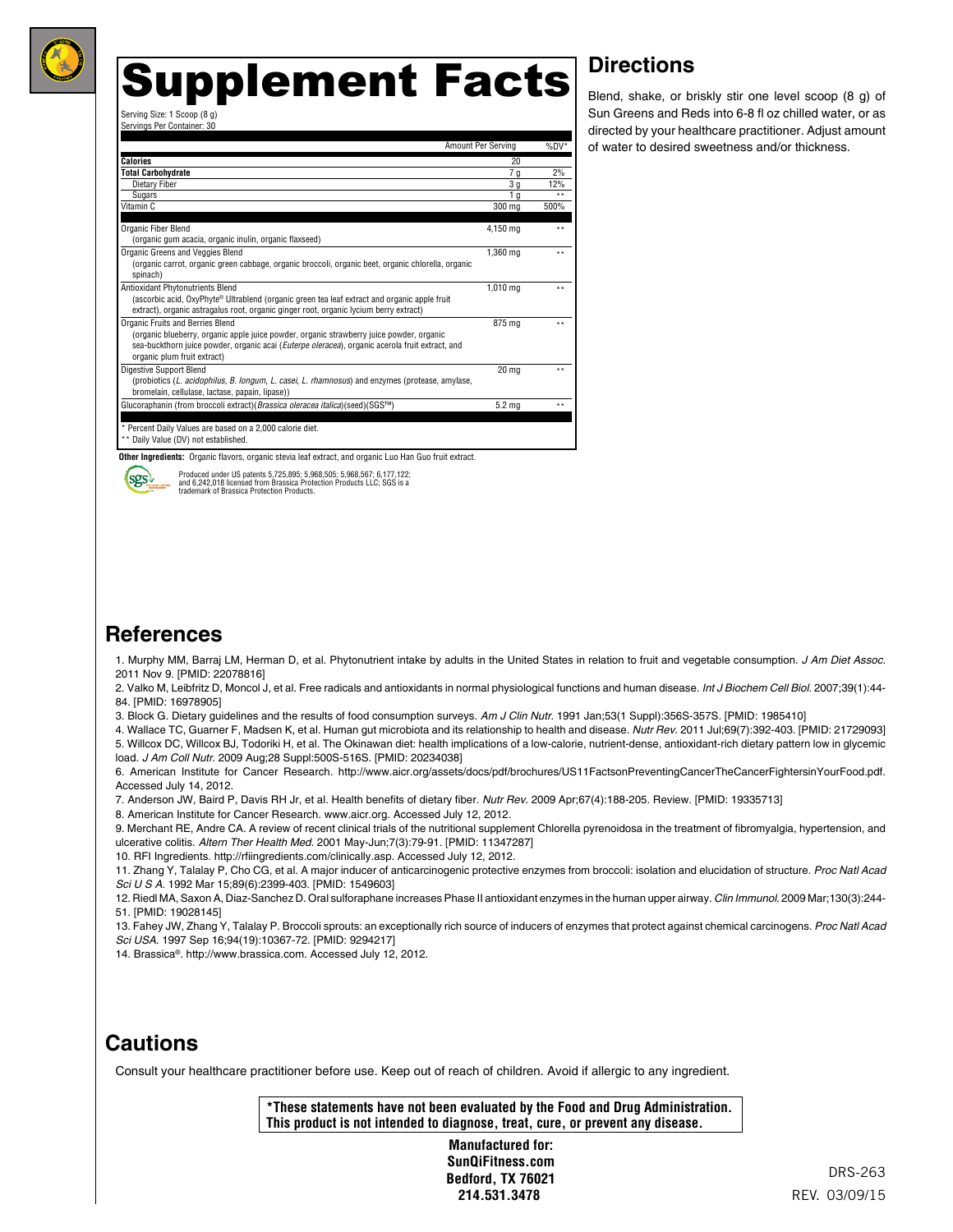# Supplement Facts

Serving Size: 1 Scoop (8 g)
Servings Per Container: 30

| | Amount Per Serving | %DV* |
|---|---|---|
| **Calories** | 20 | |
| **Total Carbohydrate** | 7 g | 2% |
| Dietary Fiber | 3 g | 12% |
| Sugars | 1 g | ** |
| Vitamin C | 300 mg | 500% |
| Organic Fiber Blend (organic gum acacia, organic inulin, organic flaxseed) | 4,150 mg | ** |
| Organic Greens and Veggies Blend (organic carrot, organic green cabbage, organic broccoli, organic beet, organic chlorella, organic spinach) | 1,360 mg | ** |
| Antioxidant Phytonutrients Blend (ascorbic acid, OxyPhyte® Ultrablend (organic green tea leaf extract and organic apple fruit extract), organic astragalus root, organic ginger root, organic lycium berry extract) | 1,010 mg | ** |
| Organic Fruits and Berries Blend (organic blueberry, organic apple juice powder, organic strawberry juice powder, organic sea-buckthorn juice powder, organic acai (*Euterpe oleracea*), organic acerola fruit extract, and organic plum fruit extract) | 875 mg | ** |
| Digestive Support Blend (probiotics (*L. acidophilus*, *B. longum*, *L. casei*, *L. rhamnosus*) and enzymes (protease, amylase, bromelain, cellulase, lactase, papain, lipase)) | 20 mg | ** |
| Glucoraphanin (from broccoli extract)(*Brassica oleracea italica*)(seed)(SGS™) | 5.2 mg | ** |

* Percent Daily Values are based on a 2,000 calorie diet.
** Daily Value (DV) not established.

**Other Ingredients:** Organic flavors, organic stevia leaf extract, and organic Luo Han Guo fruit extract.

Produced under US patents 5,725,895; 5,968,505; 5,968,567; 6,177,122; and 6,242,018 licensed from Brassica Protection Products LLC; SGS is a trademark of Brassica Protection Products.

## Directions

Blend, shake, or briskly stir one level scoop (8 g) of Sun Greens and Reds into 6-8 fl oz chilled water, or as directed by your healthcare practitioner. Adjust amount of water to desired sweetness and/or thickness.

## References

1. Murphy MM, Barraj LM, Herman D, et al. Phytonutrient intake by adults in the United States in relation to fruit and vegetable consumption. *J Am Diet Assoc.* 2011 Nov 9. [PMID: 22078816]
2. Valko M, Leibfritz D, Moncol J, et al. Free radicals and antioxidants in normal physiological functions and human disease. *Int J Biochem Cell Biol.* 2007;39(1):44-84. [PMID: 16978905]
3. Block G. Dietary guidelines and the results of food consumption surveys. *Am J Clin Nutr.* 1991 Jan;53(1 Suppl):356S-357S. [PMID: 1985410]
4. Wallace TC, Guarner F, Madsen K, et al. Human gut microbiota and its relationship to health and disease. *Nutr Rev.* 2011 Jul;69(7):392-403. [PMID: 21729093]
5. Willcox DC, Willcox BJ, Todoriki H, et al. The Okinawan diet: health implications of a low-calorie, nutrient-dense, antioxidant-rich dietary pattern low in glycemic load. *J Am Coll Nutr.* 2009 Aug;28 Suppl:500S-516S. [PMID: 20234038]
6. American Institute for Cancer Research. http://www.aicr.org/assets/docs/pdf/brochures/US11FactsonPreventingCancerTheCancerFightersinYourFood.pdf. Accessed July 14, 2012.
7. Anderson JW, Baird P, Davis RH Jr, et al. Health benefits of dietary fiber. *Nutr Rev.* 2009 Apr;67(4):188-205. Review. [PMID: 19335713]
8. American Institute for Cancer Research. www.aicr.org. Accessed July 12, 2012.
9. Merchant RE, Andre CA. A review of recent clinical trials of the nutritional supplement Chlorella pyrenoidosa in the treatment of fibromyalgia, hypertension, and ulcerative colitis. *Altern Ther Health Med.* 2001 May-Jun;7(3):79-91. [PMID: 11347287]
10. RFI Ingredients. http://rfiingredients.com/clinically.asp. Accessed July 12, 2012.
11. Zhang Y, Talalay P, Cho CG, et al. A major inducer of anticarcinogenic protective enzymes from broccoli: isolation and elucidation of structure. *Proc Natl Acad Sci U S A.* 1992 Mar 15;89(6):2399-403. [PMID: 1549603]
12. Riedl MA, Saxon A, Diaz-Sanchez D. Oral sulforaphane increases Phase II antioxidant enzymes in the human upper airway. *Clin Immunol.* 2009 Mar;130(3):244-51. [PMID: 19028145]
13. Fahey JW, Zhang Y, Talalay P. Broccoli sprouts: an exceptionally rich source of inducers of enzymes that protect against chemical carcinogens. *Proc Natl Acad Sci USA.* 1997 Sep 16;94(19):10367-72. [PMID: 9294217]
14. Brassica®. http://www.brassica.com. Accessed July 12, 2012.

## Cautions

Consult your healthcare practitioner before use. Keep out of reach of children. Avoid if allergic to any ingredient.

**\*These statements have not been evaluated by the Food and Drug Administration. This product is not intended to diagnose, treat, cure, or prevent any disease.**

**Manufactured for:**
**SunQiFitness.com**
**Bedford, TX 76021**
**214.531.3478**

DRS-263
REV. 03/09/15